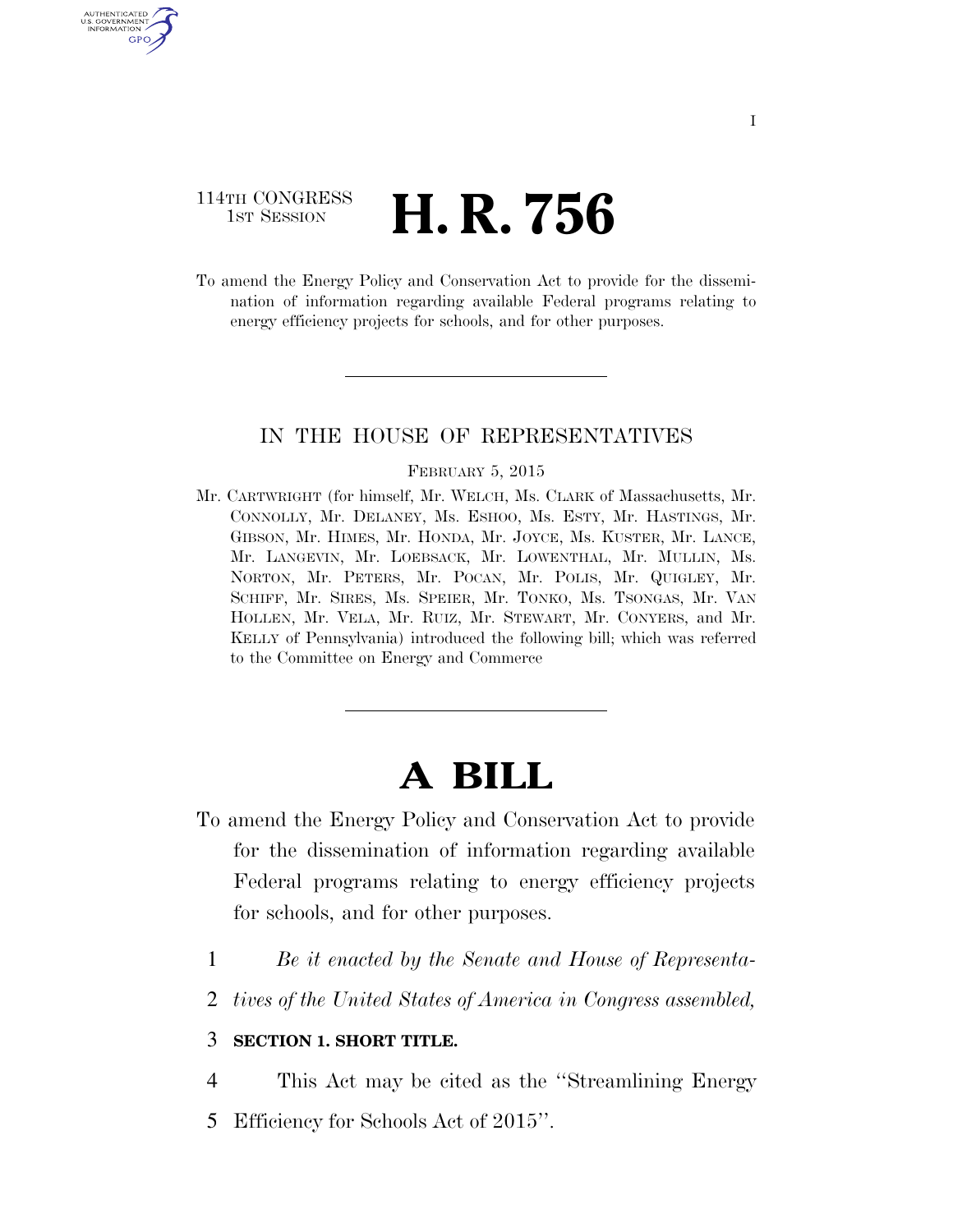114TH CONGRESS
1ST SESSION

# H. R. 756

To amend the Energy Policy and Conservation Act to provide for the dissemination of information regarding available Federal programs relating to energy efficiency projects for schools, and for other purposes.

---

IN THE HOUSE OF REPRESENTATIVES

FEBRUARY 5, 2015

Mr. CARTWRIGHT (for himself, Mr. WELCH, Ms. CLARK of Massachusetts, Mr. CONNOLLY, Mr. DELANEY, Ms. ESHOO, Ms. ESTY, Mr. HASTINGS, Mr. GIBSON, Mr. HIMES, Mr. HONDA, Mr. JOYCE, Ms. KUSTER, Mr. LANCE, Mr. LANGEVIN, Mr. LOEBSACK, Mr. LOWENTHAL, Mr. MULLIN, Ms. NORTON, Mr. PETERS, Mr. POCAN, Mr. POLIS, Mr. QUIGLEY, Mr. SCHIFF, Mr. SIRES, Ms. SPEIER, Mr. TONKO, Ms. TSONGAS, Mr. VAN HOLLEN, Mr. VELA, Mr. RUIZ, Mr. STEWART, Mr. CONYERS, and Mr. KELLY of Pennsylvania) introduced the following bill; which was referred to the Committee on Energy and Commerce

---

# A BILL

To amend the Energy Policy and Conservation Act to provide for the dissemination of information regarding available Federal programs relating to energy efficiency projects for schools, and for other purposes.

1 *Be it enacted by the Senate and House of Representa-*
2 *tives of the United States of America in Congress assembled,*

3 **SECTION 1. SHORT TITLE.**

4 This Act may be cited as the "Streamlining Energy
5 Efficiency for Schools Act of 2015".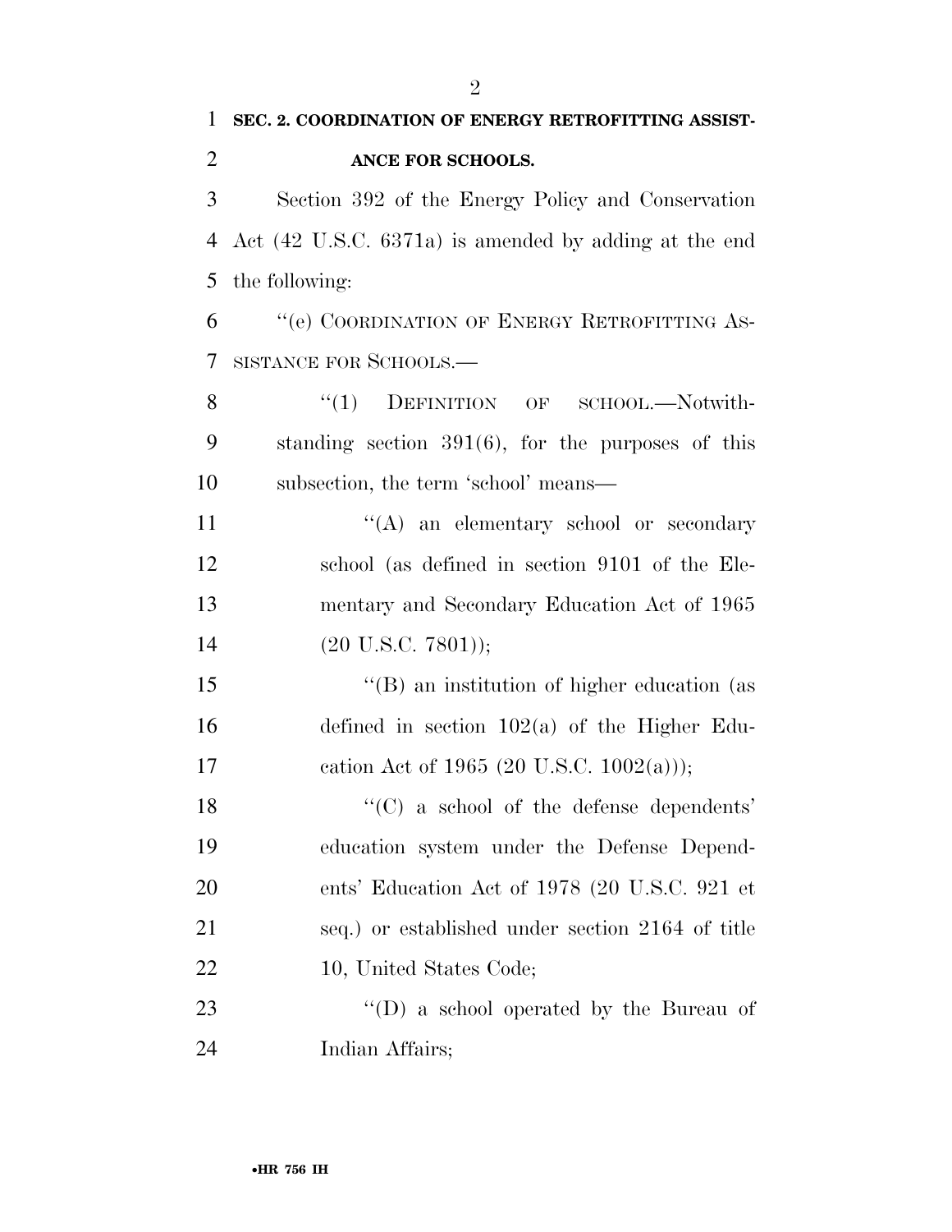**SEC. 2. COORDINATION OF ENERGY RETROFITTING ASSISTANCE FOR SCHOOLS.**

Section 392 of the Energy Policy and Conservation Act (42 U.S.C. 6371a) is amended by adding at the end the following:

"(e) COORDINATION OF ENERGY RETROFITTING ASSISTANCE FOR SCHOOLS.—

"(1) DEFINITION OF SCHOOL.—Notwithstanding section 391(6), for the purposes of this subsection, the term 'school' means—

"(A) an elementary school or secondary school (as defined in section 9101 of the Elementary and Secondary Education Act of 1965 (20 U.S.C. 7801));

"(B) an institution of higher education (as defined in section 102(a) of the Higher Education Act of 1965 (20 U.S.C. 1002(a)));

"(C) a school of the defense dependents' education system under the Defense Dependents' Education Act of 1978 (20 U.S.C. 921 et seq.) or established under section 2164 of title 10, United States Code;

"(D) a school operated by the Bureau of Indian Affairs;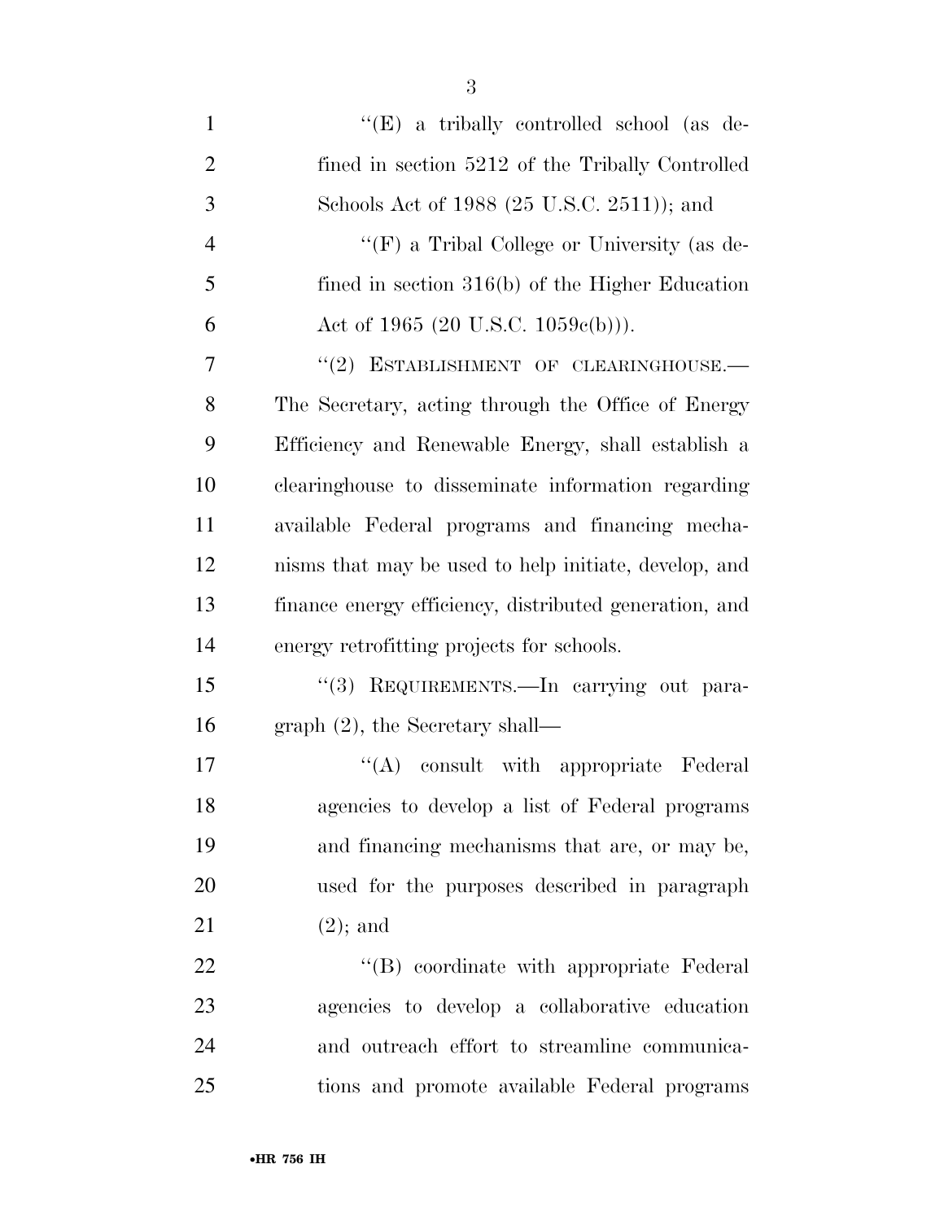''(E) a tribally controlled school (as defined in section 5212 of the Tribally Controlled Schools Act of 1988 (25 U.S.C. 2511)); and

''(F) a Tribal College or University (as defined in section 316(b) of the Higher Education Act of 1965 (20 U.S.C. 1059c(b))).

''(2) ESTABLISHMENT OF CLEARINGHOUSE.— The Secretary, acting through the Office of Energy Efficiency and Renewable Energy, shall establish a clearinghouse to disseminate information regarding available Federal programs and financing mechanisms that may be used to help initiate, develop, and finance energy efficiency, distributed generation, and energy retrofitting projects for schools.

''(3) REQUIREMENTS.—In carrying out paragraph (2), the Secretary shall—

''(A) consult with appropriate Federal agencies to develop a list of Federal programs and financing mechanisms that are, or may be, used for the purposes described in paragraph (2); and

''(B) coordinate with appropriate Federal agencies to develop a collaborative education and outreach effort to streamline communications and promote available Federal programs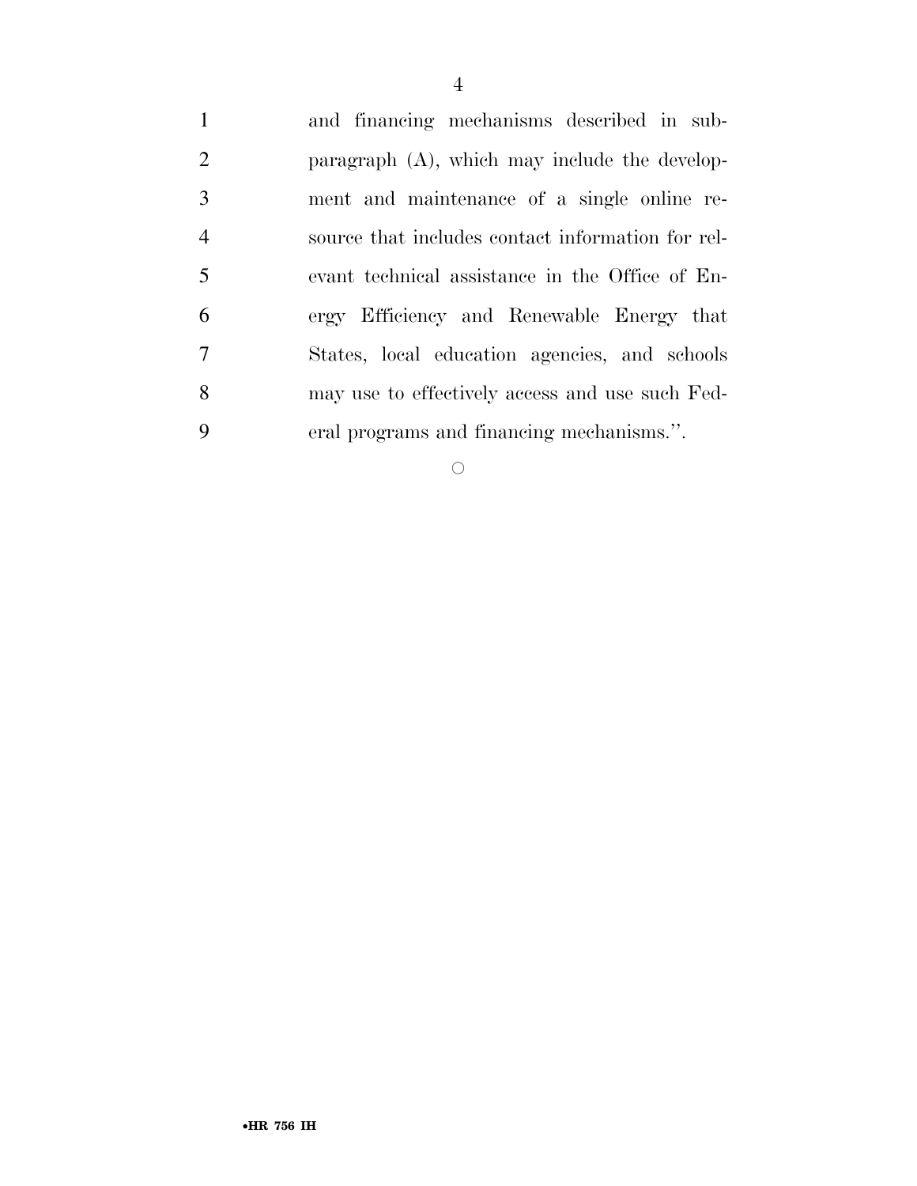and financing mechanisms described in subparagraph (A), which may include the development and maintenance of a single online resource that includes contact information for relevant technical assistance in the Office of Energy Efficiency and Renewable Energy that States, local education agencies, and schools may use to effectively access and use such Federal programs and financing mechanisms.''.

○